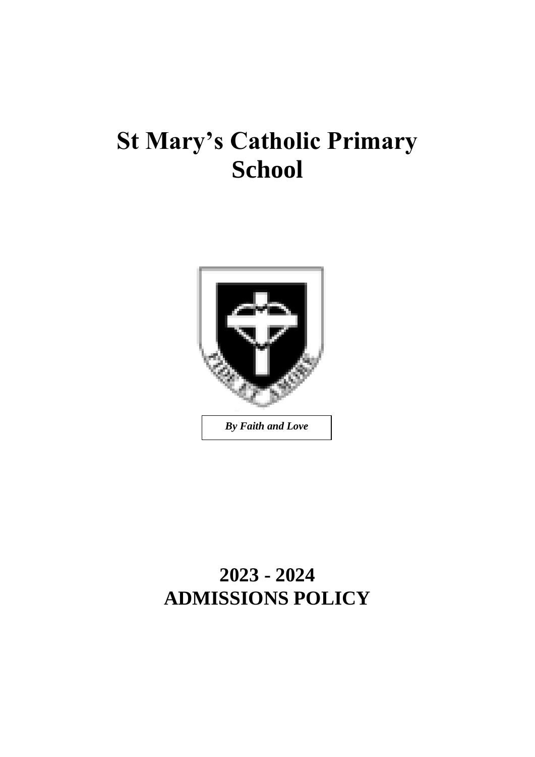# St Mary's Catholic Primary School

*By Faith and Love*

# 2023 - 2024
# ADMISSIONS POLICY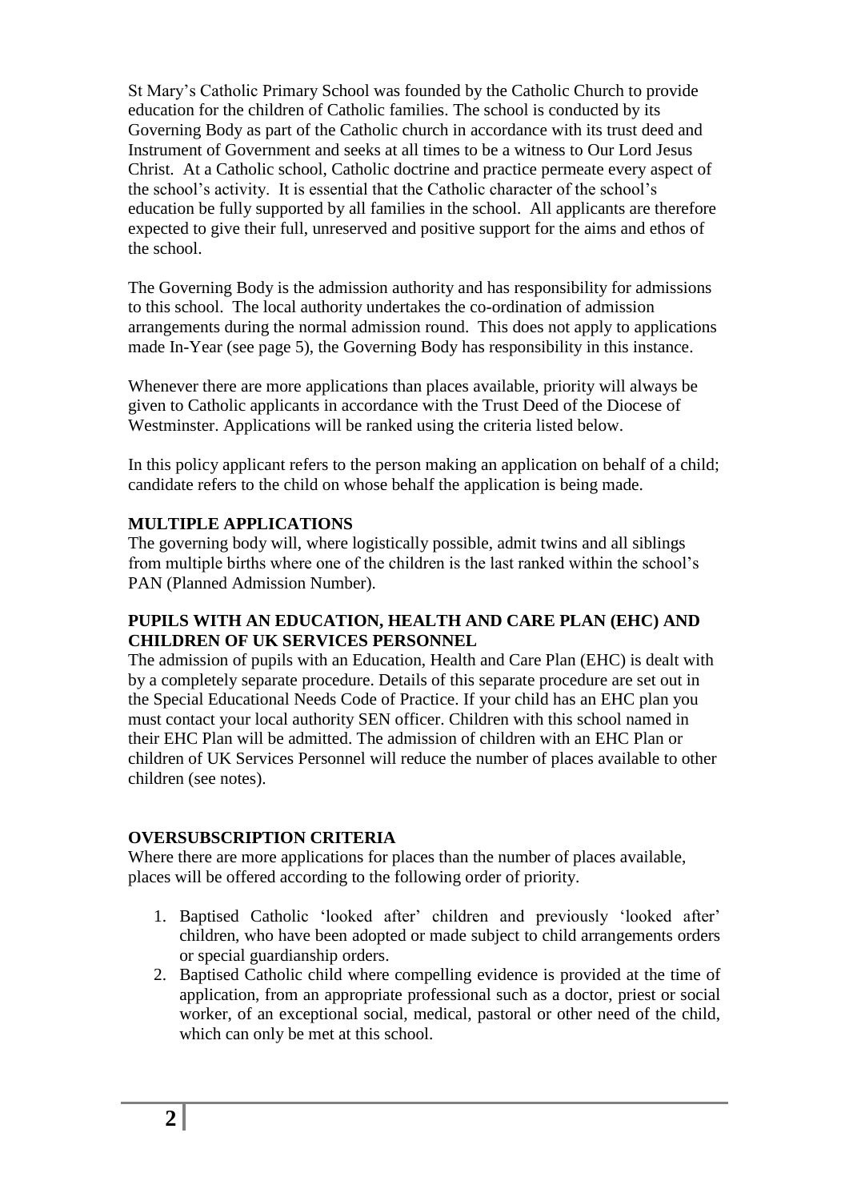St Mary's Catholic Primary School was founded by the Catholic Church to provide education for the children of Catholic families. The school is conducted by its Governing Body as part of the Catholic church in accordance with its trust deed and Instrument of Government and seeks at all times to be a witness to Our Lord Jesus Christ. At a Catholic school, Catholic doctrine and practice permeate every aspect of the school's activity. It is essential that the Catholic character of the school's education be fully supported by all families in the school. All applicants are therefore expected to give their full, unreserved and positive support for the aims and ethos of the school.

The Governing Body is the admission authority and has responsibility for admissions to this school. The local authority undertakes the co-ordination of admission arrangements during the normal admission round. This does not apply to applications made In-Year (see page 5), the Governing Body has responsibility in this instance.

Whenever there are more applications than places available, priority will always be given to Catholic applicants in accordance with the Trust Deed of the Diocese of Westminster. Applications will be ranked using the criteria listed below.

In this policy applicant refers to the person making an application on behalf of a child; candidate refers to the child on whose behalf the application is being made.

**MULTIPLE APPLICATIONS**

The governing body will, where logistically possible, admit twins and all siblings from multiple births where one of the children is the last ranked within the school's PAN (Planned Admission Number).

**PUPILS WITH AN EDUCATION, HEALTH AND CARE PLAN (EHC) AND CHILDREN OF UK SERVICES PERSONNEL**

The admission of pupils with an Education, Health and Care Plan (EHC) is dealt with by a completely separate procedure. Details of this separate procedure are set out in the Special Educational Needs Code of Practice. If your child has an EHC plan you must contact your local authority SEN officer. Children with this school named in their EHC Plan will be admitted. The admission of children with an EHC Plan or children of UK Services Personnel will reduce the number of places available to other children (see notes).

**OVERSUBSCRIPTION CRITERIA**

Where there are more applications for places than the number of places available, places will be offered according to the following order of priority.

1. Baptised Catholic 'looked after' children and previously 'looked after' children, who have been adopted or made subject to child arrangements orders or special guardianship orders.
2. Baptised Catholic child where compelling evidence is provided at the time of application, from an appropriate professional such as a doctor, priest or social worker, of an exceptional social, medical, pastoral or other need of the child, which can only be met at this school.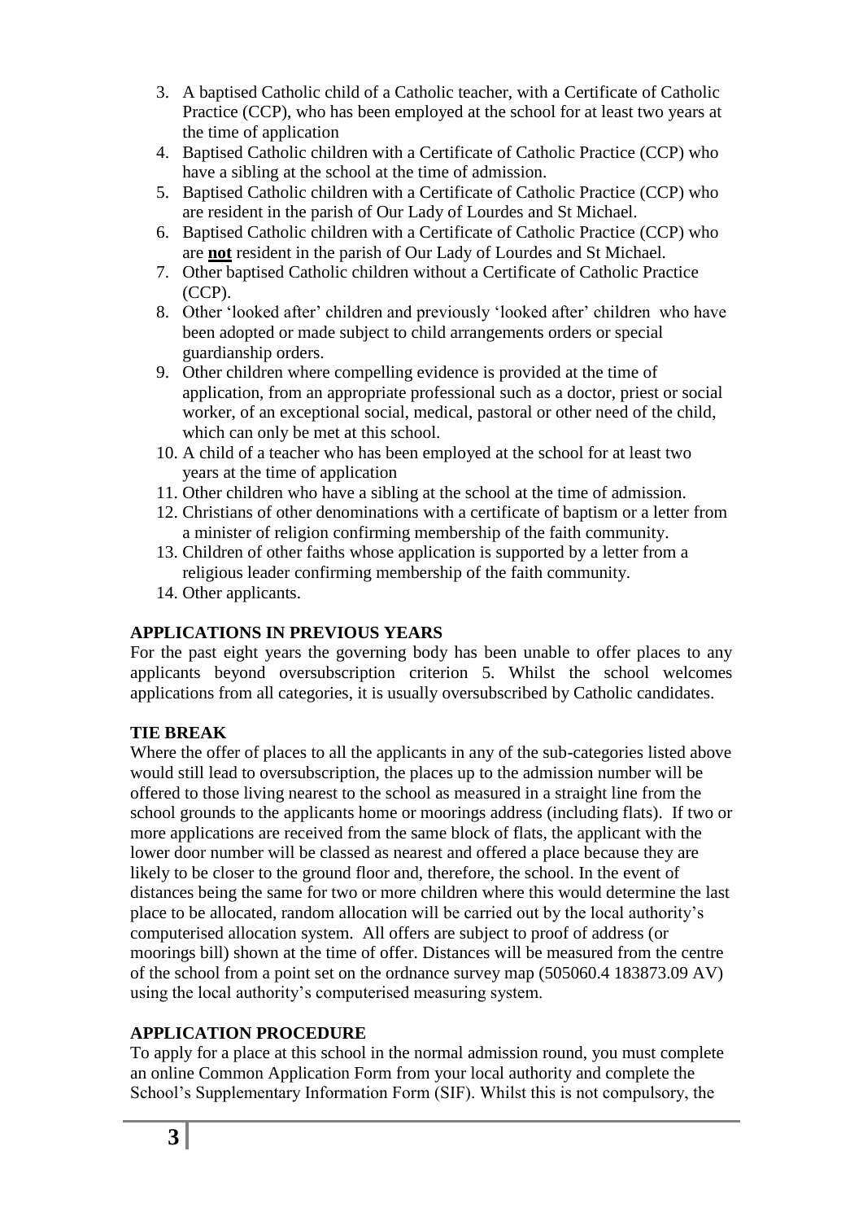3. A baptised Catholic child of a Catholic teacher, with a Certificate of Catholic Practice (CCP), who has been employed at the school for at least two years at the time of application
4. Baptised Catholic children with a Certificate of Catholic Practice (CCP) who have a sibling at the school at the time of admission.
5. Baptised Catholic children with a Certificate of Catholic Practice (CCP) who are resident in the parish of Our Lady of Lourdes and St Michael.
6. Baptised Catholic children with a Certificate of Catholic Practice (CCP) who are **not** resident in the parish of Our Lady of Lourdes and St Michael.
7. Other baptised Catholic children without a Certificate of Catholic Practice (CCP).
8. Other 'looked after' children and previously 'looked after' children who have been adopted or made subject to child arrangements orders or special guardianship orders.
9. Other children where compelling evidence is provided at the time of application, from an appropriate professional such as a doctor, priest or social worker, of an exceptional social, medical, pastoral or other need of the child, which can only be met at this school.
10. A child of a teacher who has been employed at the school for at least two years at the time of application
11. Other children who have a sibling at the school at the time of admission.
12. Christians of other denominations with a certificate of baptism or a letter from a minister of religion confirming membership of the faith community.
13. Children of other faiths whose application is supported by a letter from a religious leader confirming membership of the faith community.
14. Other applicants.

**APPLICATIONS IN PREVIOUS YEARS**

For the past eight years the governing body has been unable to offer places to any applicants beyond oversubscription criterion 5. Whilst the school welcomes applications from all categories, it is usually oversubscribed by Catholic candidates.

**TIE BREAK**

Where the offer of places to all the applicants in any of the sub-categories listed above would still lead to oversubscription, the places up to the admission number will be offered to those living nearest to the school as measured in a straight line from the school grounds to the applicants home or moorings address (including flats). If two or more applications are received from the same block of flats, the applicant with the lower door number will be classed as nearest and offered a place because they are likely to be closer to the ground floor and, therefore, the school. In the event of distances being the same for two or more children where this would determine the last place to be allocated, random allocation will be carried out by the local authority's computerised allocation system. All offers are subject to proof of address (or moorings bill) shown at the time of offer. Distances will be measured from the centre of the school from a point set on the ordnance survey map (505060.4 183873.09 AV) using the local authority's computerised measuring system.

**APPLICATION PROCEDURE**

To apply for a place at this school in the normal admission round, you must complete an online Common Application Form from your local authority and complete the School's Supplementary Information Form (SIF). Whilst this is not compulsory, the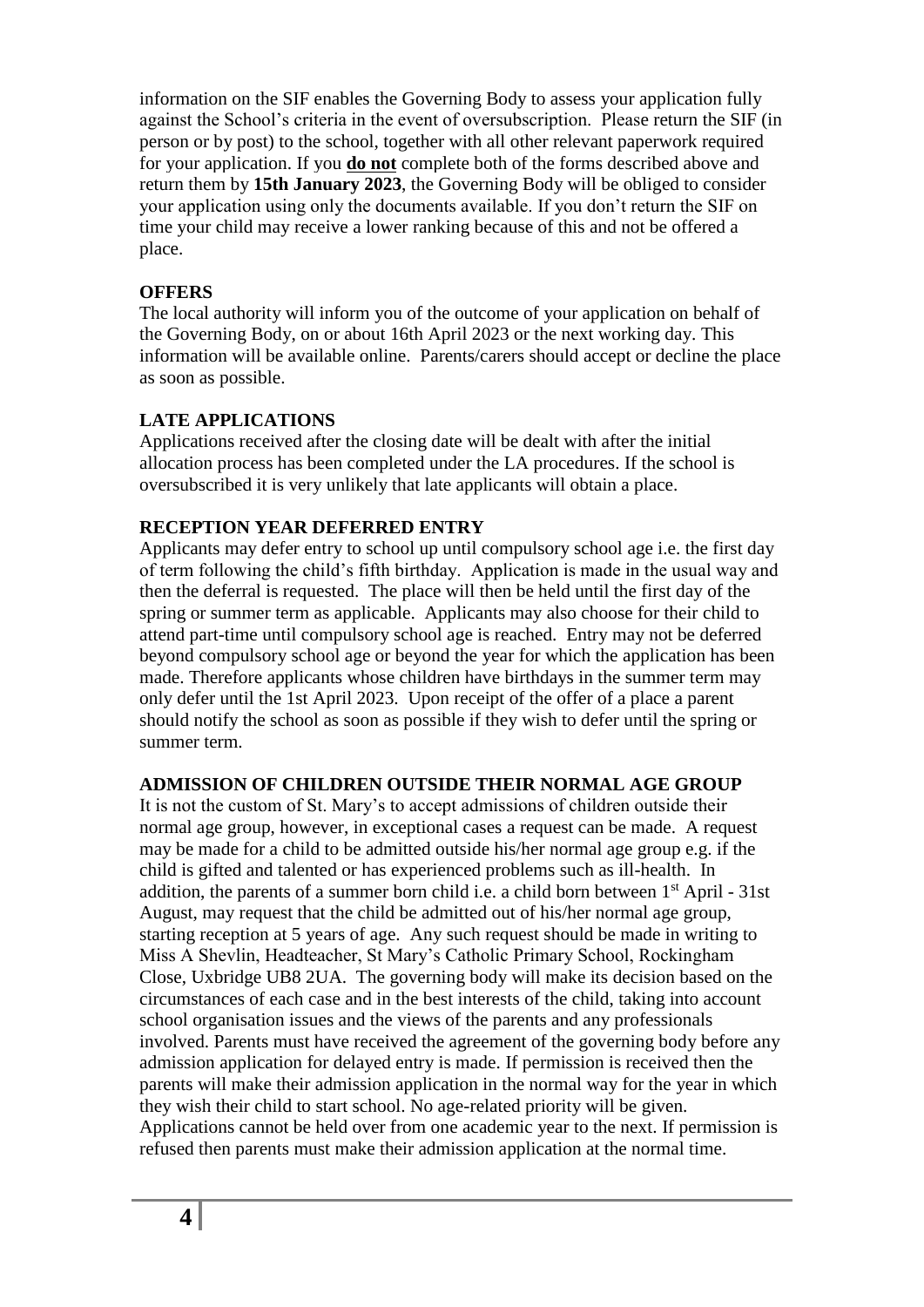information on the SIF enables the Governing Body to assess your application fully against the School's criteria in the event of oversubscription. Please return the SIF (in person or by post) to the school, together with all other relevant paperwork required for your application. If you **do not** complete both of the forms described above and return them by **15th January 2023**, the Governing Body will be obliged to consider your application using only the documents available. If you don't return the SIF on time your child may receive a lower ranking because of this and not be offered a place.

**OFFERS**

The local authority will inform you of the outcome of your application on behalf of the Governing Body, on or about 16th April 2023 or the next working day. This information will be available online. Parents/carers should accept or decline the place as soon as possible.

**LATE APPLICATIONS**

Applications received after the closing date will be dealt with after the initial allocation process has been completed under the LA procedures. If the school is oversubscribed it is very unlikely that late applicants will obtain a place.

**RECEPTION YEAR DEFERRED ENTRY**

Applicants may defer entry to school up until compulsory school age i.e. the first day of term following the child's fifth birthday. Application is made in the usual way and then the deferral is requested. The place will then be held until the first day of the spring or summer term as applicable. Applicants may also choose for their child to attend part-time until compulsory school age is reached. Entry may not be deferred beyond compulsory school age or beyond the year for which the application has been made. Therefore applicants whose children have birthdays in the summer term may only defer until the 1st April 2023. Upon receipt of the offer of a place a parent should notify the school as soon as possible if they wish to defer until the spring or summer term.

**ADMISSION OF CHILDREN OUTSIDE THEIR NORMAL AGE GROUP**

It is not the custom of St. Mary's to accept admissions of children outside their normal age group, however, in exceptional cases a request can be made. A request may be made for a child to be admitted outside his/her normal age group e.g. if the child is gifted and talented or has experienced problems such as ill-health. In addition, the parents of a summer born child i.e. a child born between 1st April - 31st August, may request that the child be admitted out of his/her normal age group, starting reception at 5 years of age. Any such request should be made in writing to Miss A Shevlin, Headteacher, St Mary's Catholic Primary School, Rockingham Close, Uxbridge UB8 2UA. The governing body will make its decision based on the circumstances of each case and in the best interests of the child, taking into account school organisation issues and the views of the parents and any professionals involved. Parents must have received the agreement of the governing body before any admission application for delayed entry is made. If permission is received then the parents will make their admission application in the normal way for the year in which they wish their child to start school. No age-related priority will be given. Applications cannot be held over from one academic year to the next. If permission is refused then parents must make their admission application at the normal time.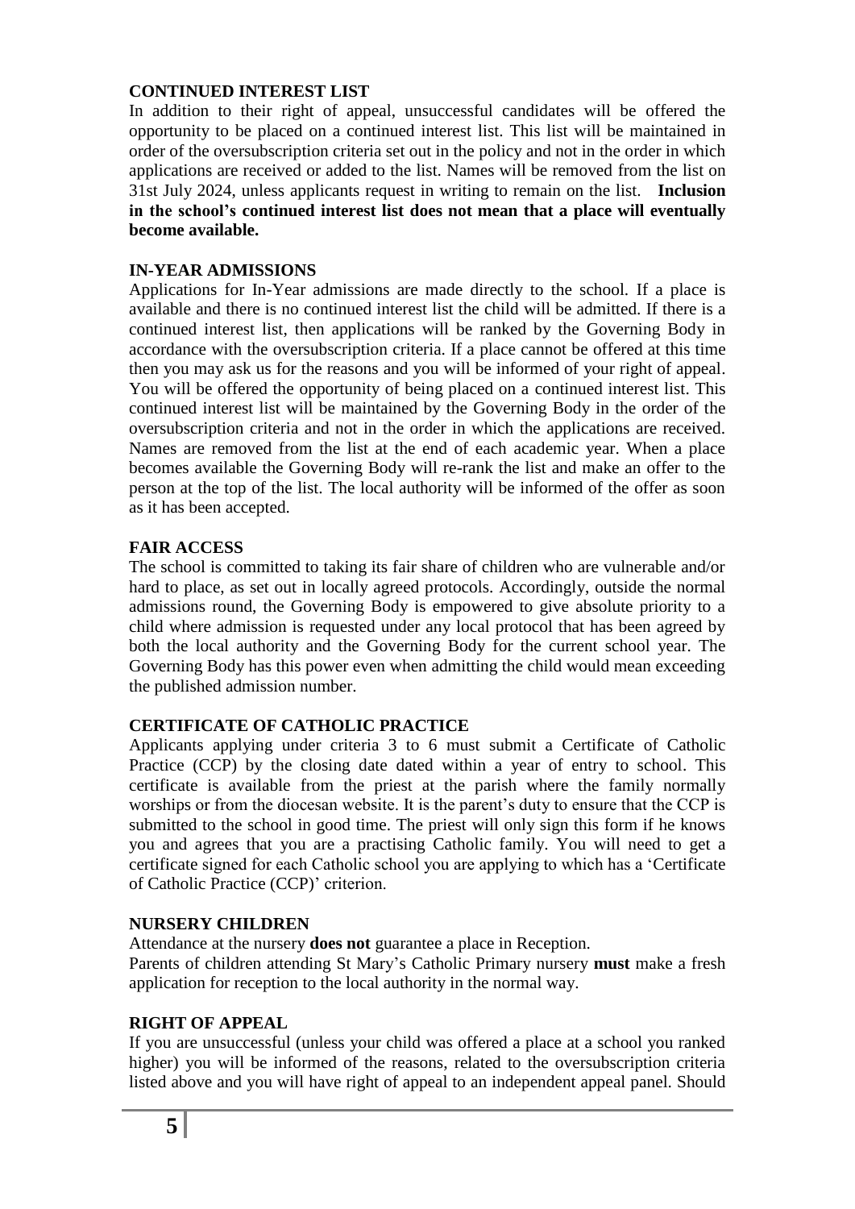## CONTINUED INTEREST LIST

In addition to their right of appeal, unsuccessful candidates will be offered the opportunity to be placed on a continued interest list. This list will be maintained in order of the oversubscription criteria set out in the policy and not in the order in which applications are received or added to the list. Names will be removed from the list on 31st July 2024, unless applicants request in writing to remain on the list. **Inclusion in the school's continued interest list does not mean that a place will eventually become available.**

## IN-YEAR ADMISSIONS

Applications for In-Year admissions are made directly to the school. If a place is available and there is no continued interest list the child will be admitted. If there is a continued interest list, then applications will be ranked by the Governing Body in accordance with the oversubscription criteria. If a place cannot be offered at this time then you may ask us for the reasons and you will be informed of your right of appeal. You will be offered the opportunity of being placed on a continued interest list. This continued interest list will be maintained by the Governing Body in the order of the oversubscription criteria and not in the order in which the applications are received. Names are removed from the list at the end of each academic year. When a place becomes available the Governing Body will re-rank the list and make an offer to the person at the top of the list. The local authority will be informed of the offer as soon as it has been accepted.

## FAIR ACCESS

The school is committed to taking its fair share of children who are vulnerable and/or hard to place, as set out in locally agreed protocols. Accordingly, outside the normal admissions round, the Governing Body is empowered to give absolute priority to a child where admission is requested under any local protocol that has been agreed by both the local authority and the Governing Body for the current school year. The Governing Body has this power even when admitting the child would mean exceeding the published admission number.

## CERTIFICATE OF CATHOLIC PRACTICE

Applicants applying under criteria 3 to 6 must submit a Certificate of Catholic Practice (CCP) by the closing date dated within a year of entry to school. This certificate is available from the priest at the parish where the family normally worships or from the diocesan website. It is the parent's duty to ensure that the CCP is submitted to the school in good time. The priest will only sign this form if he knows you and agrees that you are a practising Catholic family. You will need to get a certificate signed for each Catholic school you are applying to which has a 'Certificate of Catholic Practice (CCP)' criterion.

## NURSERY CHILDREN

Attendance at the nursery **does not** guarantee a place in Reception.

Parents of children attending St Mary's Catholic Primary nursery **must** make a fresh application for reception to the local authority in the normal way.

## RIGHT OF APPEAL

If you are unsuccessful (unless your child was offered a place at a school you ranked higher) you will be informed of the reasons, related to the oversubscription criteria listed above and you will have right of appeal to an independent appeal panel. Should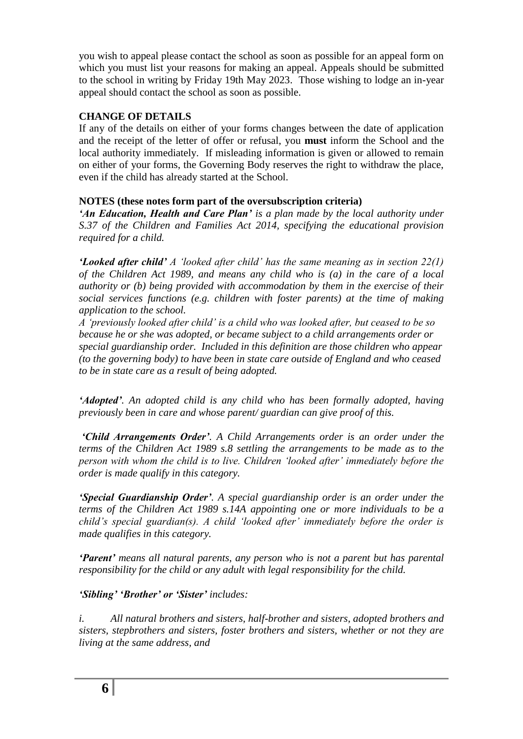you wish to appeal please contact the school as soon as possible for an appeal form on which you must list your reasons for making an appeal. Appeals should be submitted to the school in writing by Friday 19th May 2023. Those wishing to lodge an in-year appeal should contact the school as soon as possible.

**CHANGE OF DETAILS**

If any of the details on either of your forms changes between the date of application and the receipt of the letter of offer or refusal, you **must** inform the School and the local authority immediately. If misleading information is given or allowed to remain on either of your forms, the Governing Body reserves the right to withdraw the place, even if the child has already started at the School.

**NOTES (these notes form part of the oversubscription criteria)**

***'An Education, Health and Care Plan'*** *is a plan made by the local authority under S.37 of the Children and Families Act 2014, specifying the educational provision required for a child.*

***'Looked after child'*** *A 'looked after child' has the same meaning as in section 22(1) of the Children Act 1989, and means any child who is (a) in the care of a local authority or (b) being provided with accommodation by them in the exercise of their social services functions (e.g. children with foster parents) at the time of making application to the school.*

*A 'previously looked after child' is a child who was looked after, but ceased to be so because he or she was adopted, or became subject to a child arrangements order or special guardianship order. Included in this definition are those children who appear (to the governing body) to have been in state care outside of England and who ceased to be in state care as a result of being adopted.*

***'Adopted'****. An adopted child is any child who has been formally adopted, having previously been in care and whose parent/ guardian can give proof of this.*

***'Child Arrangements Order'****. A Child Arrangements order is an order under the terms of the Children Act 1989 s.8 settling the arrangements to be made as to the person with whom the child is to live. Children 'looked after' immediately before the order is made qualify in this category.*

***'Special Guardianship Order'****. A special guardianship order is an order under the terms of the Children Act 1989 s.14A appointing one or more individuals to be a child's special guardian(s). A child 'looked after' immediately before the order is made qualifies in this category.*

***'Parent'*** *means all natural parents, any person who is not a parent but has parental responsibility for the child or any adult with legal responsibility for the child.*

***'Sibling' 'Brother' or 'Sister'*** *includes:*

*i. All natural brothers and sisters, half-brother and sisters, adopted brothers and sisters, stepbrothers and sisters, foster brothers and sisters, whether or not they are living at the same address, and*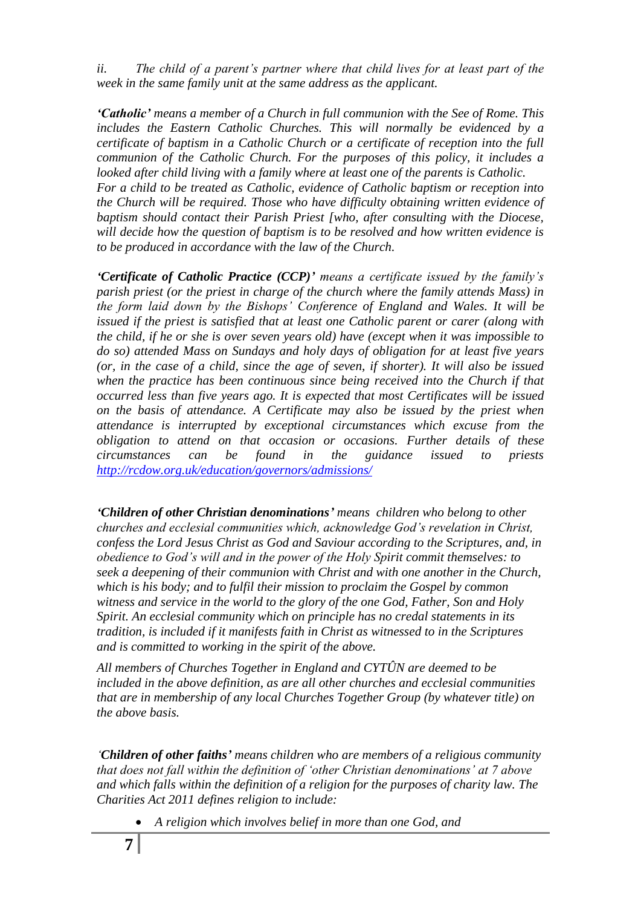*ii. The child of a parent's partner where that child lives for at least part of the week in the same family unit at the same address as the applicant.*

***'Catholic'** means a member of a Church in full communion with the See of Rome. This includes the Eastern Catholic Churches. This will normally be evidenced by a certificate of baptism in a Catholic Church or a certificate of reception into the full communion of the Catholic Church. For the purposes of this policy, it includes a looked after child living with a family where at least one of the parents is Catholic.*
*For a child to be treated as Catholic, evidence of Catholic baptism or reception into the Church will be required. Those who have difficulty obtaining written evidence of baptism should contact their Parish Priest [who, after consulting with the Diocese, will decide how the question of baptism is to be resolved and how written evidence is to be produced in accordance with the law of the Church.*

***'Certificate of Catholic Practice (CCP)'** means a certificate issued by the family's parish priest (or the priest in charge of the church where the family attends Mass) in the form laid down by the Bishops' Conference of England and Wales. It will be issued if the priest is satisfied that at least one Catholic parent or carer (along with the child, if he or she is over seven years old) have (except when it was impossible to do so) attended Mass on Sundays and holy days of obligation for at least five years (or, in the case of a child, since the age of seven, if shorter). It will also be issued when the practice has been continuous since being received into the Church if that occurred less than five years ago. It is expected that most Certificates will be issued on the basis of attendance. A Certificate may also be issued by the priest when attendance is interrupted by exceptional circumstances which excuse from the obligation to attend on that occasion or occasions. Further details of these circumstances can be found in the guidance issued to priests [http://rcdow.org.uk/education/governors/admissions/](http://rcdow.org.uk/education/governors/admissions/)*

***'Children of other Christian denominations'** means children who belong to other churches and ecclesial communities which, acknowledge God's revelation in Christ, confess the Lord Jesus Christ as God and Saviour according to the Scriptures, and, in obedience to God's will and in the power of the Holy Spirit commit themselves: to seek a deepening of their communion with Christ and with one another in the Church, which is his body; and to fulfil their mission to proclaim the Gospel by common witness and service in the world to the glory of the one God, Father, Son and Holy Spirit. An ecclesial community which on principle has no credal statements in its tradition, is included if it manifests faith in Christ as witnessed to in the Scriptures and is committed to working in the spirit of the above.*

*All members of Churches Together in England and CYTÛN are deemed to be included in the above definition, as are all other churches and ecclesial communities that are in membership of any local Churches Together Group (by whatever title) on the above basis.*

***'Children of other faiths'** means children who are members of a religious community that does not fall within the definition of 'other Christian denominations' at 7 above and which falls within the definition of a religion for the purposes of charity law. The Charities Act 2011 defines religion to include:*

- *A religion which involves belief in more than one God, and*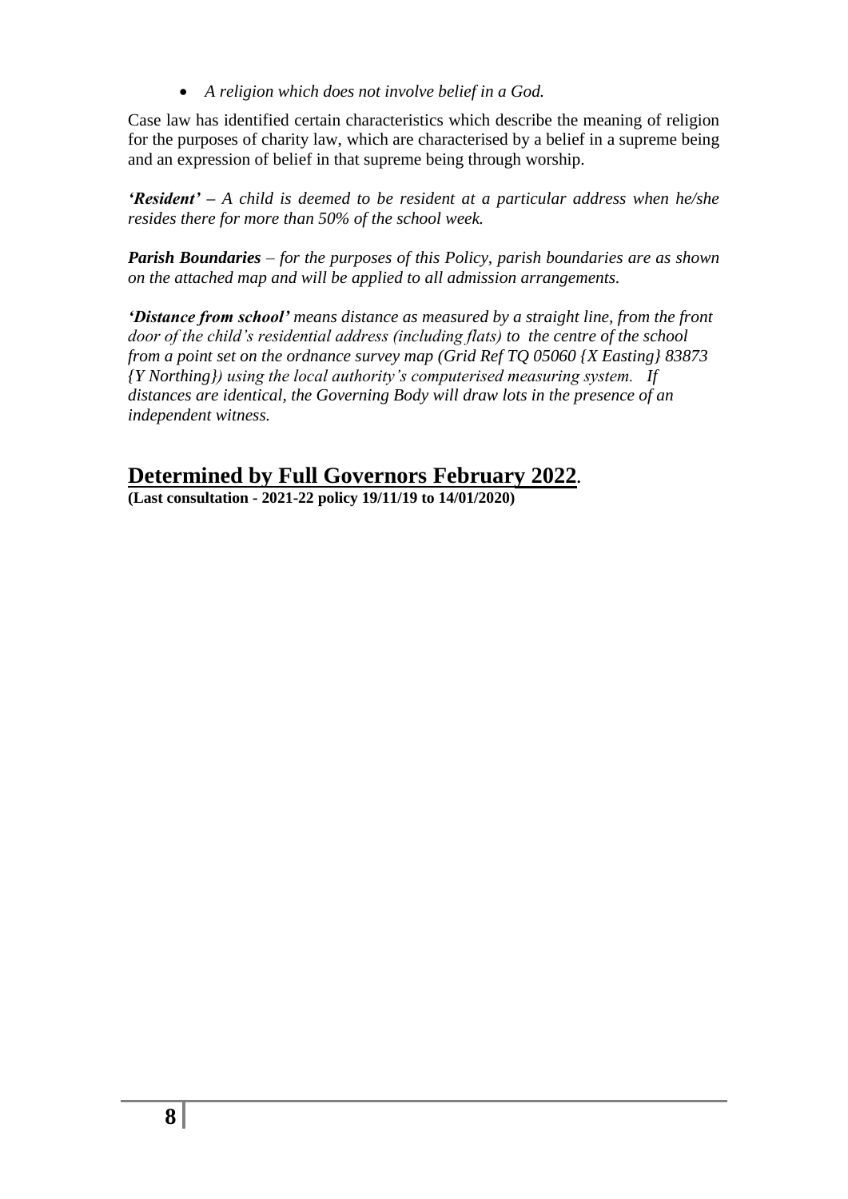- *A religion which does not involve belief in a God.*

Case law has identified certain characteristics which describe the meaning of religion for the purposes of charity law, which are characterised by a belief in a supreme being and an expression of belief in that supreme being through worship.

***'Resident'*** *– A child is deemed to be resident at a particular address when he/she resides there for more than 50% of the school week.*

***Parish Boundaries*** *– for the purposes of this Policy, parish boundaries are as shown on the attached map and will be applied to all admission arrangements.*

***'Distance from school'*** *means distance as measured by a straight line, from the front door of the child's residential address (including flats) to the centre of the school from a point set on the ordnance survey map (Grid Ref TQ 05060 {X Easting} 83873 {Y Northing}) using the local authority's computerised measuring system. If distances are identical, the Governing Body will draw lots in the presence of an independent witness.*

## Determined by Full Governors February 2022.

**(Last consultation - 2021-22 policy 19/11/19 to 14/01/2020)**